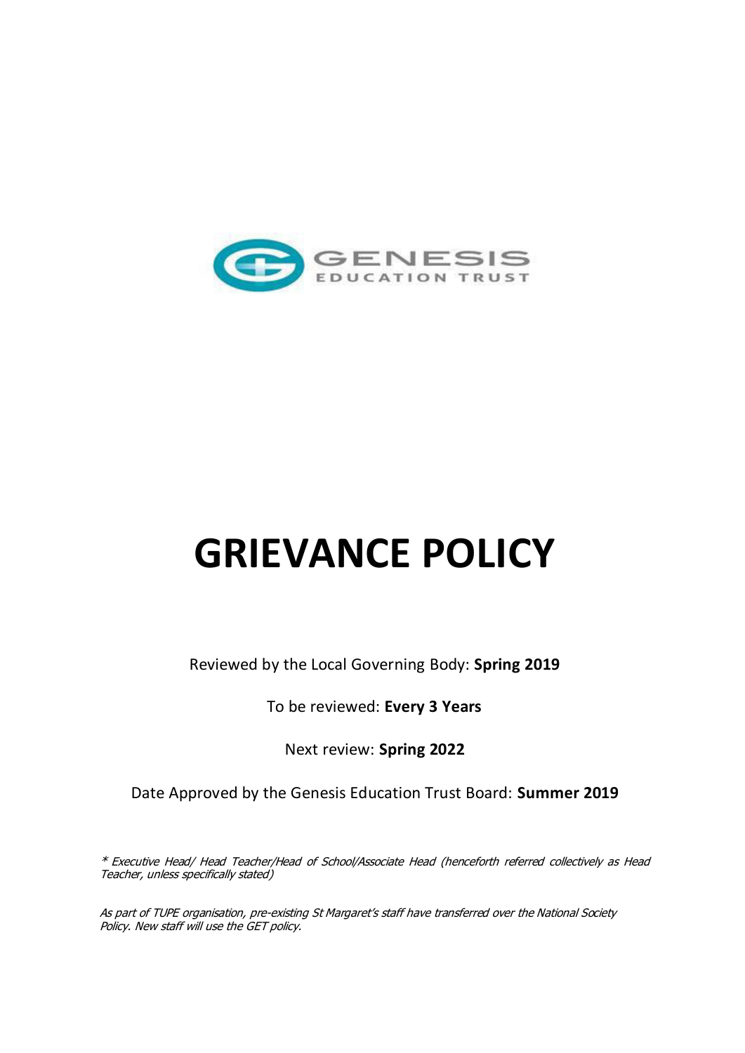GENESIS
EDUCATION TRUST

# GRIEVANCE POLICY

Reviewed by the Local Governing Body: **Spring 2019**

To be reviewed: **Every 3 Years**

Next review: **Spring 2022**

Date Approved by the Genesis Education Trust Board: **Summer 2019**

*\* Executive Head/ Head Teacher/Head of School/Associate Head (henceforth referred collectively as Head Teacher, unless specifically stated)*

*As part of TUPE organisation, pre-existing St Margaret's staff have transferred over the National Society Policy. New staff will use the GET policy.*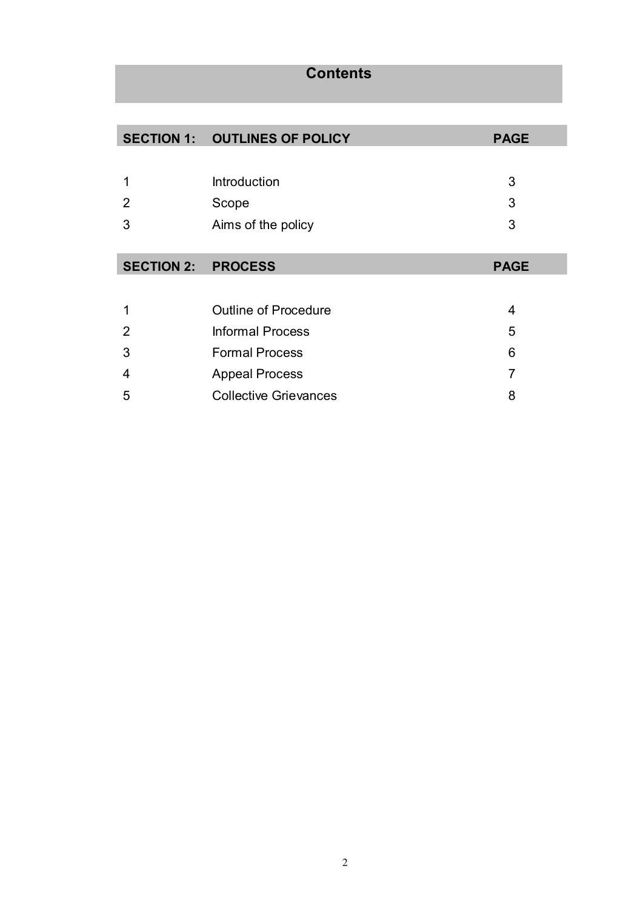# Contents

| SECTION 1: | OUTLINES OF POLICY | PAGE |
|---|---|---|
| 1 | Introduction | 3 |
| 2 | Scope | 3 |
| 3 | Aims of the policy | 3 |

| SECTION 2: | PROCESS | PAGE |
|---|---|---|
| 1 | Outline of Procedure | 4 |
| 2 | Informal Process | 5 |
| 3 | Formal Process | 6 |
| 4 | Appeal Process | 7 |
| 5 | Collective Grievances | 8 |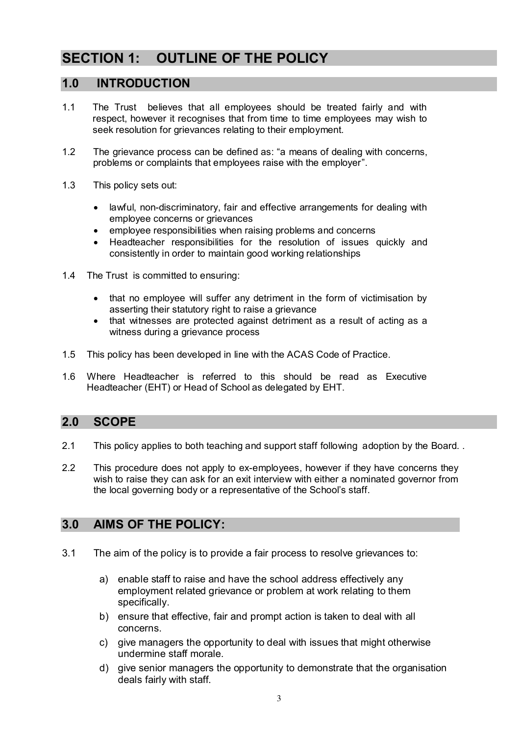# SECTION 1: OUTLINE OF THE POLICY

## 1.0 INTRODUCTION

1.1 The Trust believes that all employees should be treated fairly and with respect, however it recognises that from time to time employees may wish to seek resolution for grievances relating to their employment.

1.2 The grievance process can be defined as: "a means of dealing with concerns, problems or complaints that employees raise with the employer".

1.3 This policy sets out:

- lawful, non-discriminatory, fair and effective arrangements for dealing with employee concerns or grievances
- employee responsibilities when raising problems and concerns
- Headteacher responsibilities for the resolution of issues quickly and consistently in order to maintain good working relationships

1.4 The Trust is committed to ensuring:

- that no employee will suffer any detriment in the form of victimisation by asserting their statutory right to raise a grievance
- that witnesses are protected against detriment as a result of acting as a witness during a grievance process

1.5 This policy has been developed in line with the ACAS Code of Practice.

1.6 Where Headteacher is referred to this should be read as Executive Headteacher (EHT) or Head of School as delegated by EHT.

## 2.0 SCOPE

2.1 This policy applies to both teaching and support staff following adoption by the Board. .

2.2 This procedure does not apply to ex-employees, however if they have concerns they wish to raise they can ask for an exit interview with either a nominated governor from the local governing body or a representative of the School's staff.

## 3.0 AIMS OF THE POLICY:

3.1 The aim of the policy is to provide a fair process to resolve grievances to:

a) enable staff to raise and have the school address effectively any employment related grievance or problem at work relating to them specifically.
b) ensure that effective, fair and prompt action is taken to deal with all concerns.
c) give managers the opportunity to deal with issues that might otherwise undermine staff morale.
d) give senior managers the opportunity to demonstrate that the organisation deals fairly with staff.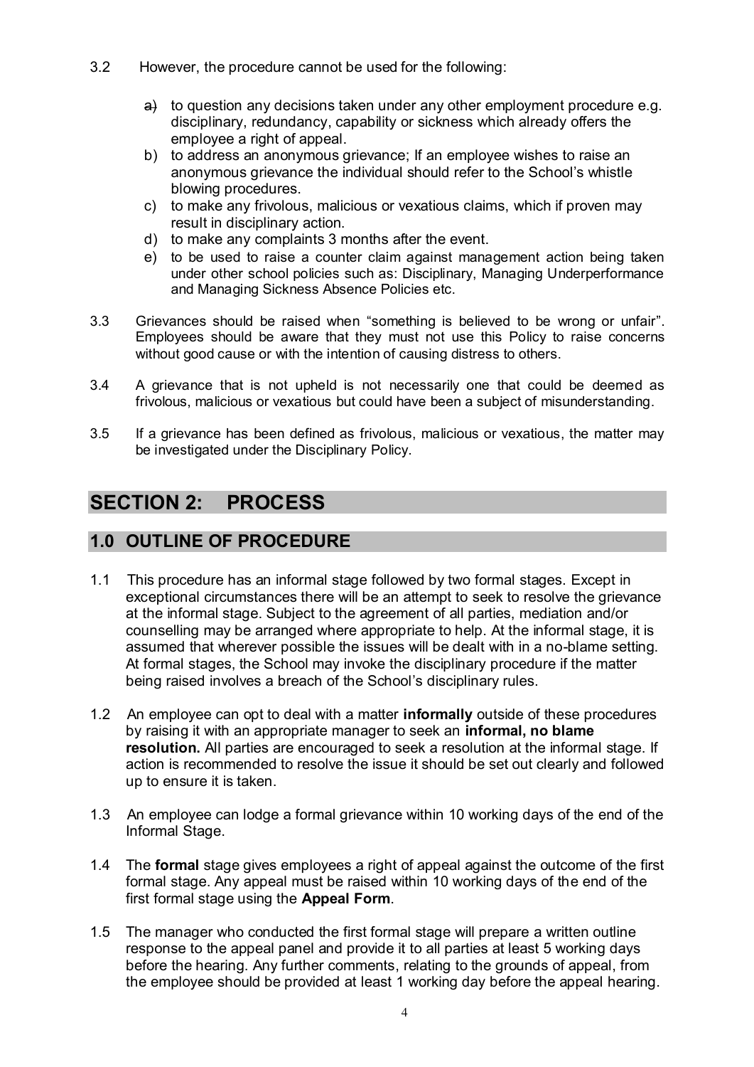3.2 However, the procedure cannot be used for the following:

- a) to question any decisions taken under any other employment procedure e.g. disciplinary, redundancy, capability or sickness which already offers the employee a right of appeal.
- b) to address an anonymous grievance; If an employee wishes to raise an anonymous grievance the individual should refer to the School's whistle blowing procedures.
- c) to make any frivolous, malicious or vexatious claims, which if proven may result in disciplinary action.
- d) to make any complaints 3 months after the event.
- e) to be used to raise a counter claim against management action being taken under other school policies such as: Disciplinary, Managing Underperformance and Managing Sickness Absence Policies etc.

3.3 Grievances should be raised when "something is believed to be wrong or unfair". Employees should be aware that they must not use this Policy to raise concerns without good cause or with the intention of causing distress to others.

3.4 A grievance that is not upheld is not necessarily one that could be deemed as frivolous, malicious or vexatious but could have been a subject of misunderstanding.

3.5 If a grievance has been defined as frivolous, malicious or vexatious, the matter may be investigated under the Disciplinary Policy.

# SECTION 2: PROCESS

## 1.0 OUTLINE OF PROCEDURE

1.1 This procedure has an informal stage followed by two formal stages. Except in exceptional circumstances there will be an attempt to seek to resolve the grievance at the informal stage. Subject to the agreement of all parties, mediation and/or counselling may be arranged where appropriate to help. At the informal stage, it is assumed that wherever possible the issues will be dealt with in a no-blame setting. At formal stages, the School may invoke the disciplinary procedure if the matter being raised involves a breach of the School's disciplinary rules.

1.2 An employee can opt to deal with a matter **informally** outside of these procedures by raising it with an appropriate manager to seek an **informal, no blame resolution.** All parties are encouraged to seek a resolution at the informal stage. If action is recommended to resolve the issue it should be set out clearly and followed up to ensure it is taken.

1.3 An employee can lodge a formal grievance within 10 working days of the end of the Informal Stage.

1.4 The **formal** stage gives employees a right of appeal against the outcome of the first formal stage. Any appeal must be raised within 10 working days of the end of the first formal stage using the **Appeal Form**.

1.5 The manager who conducted the first formal stage will prepare a written outline response to the appeal panel and provide it to all parties at least 5 working days before the hearing. Any further comments, relating to the grounds of appeal, from the employee should be provided at least 1 working day before the appeal hearing.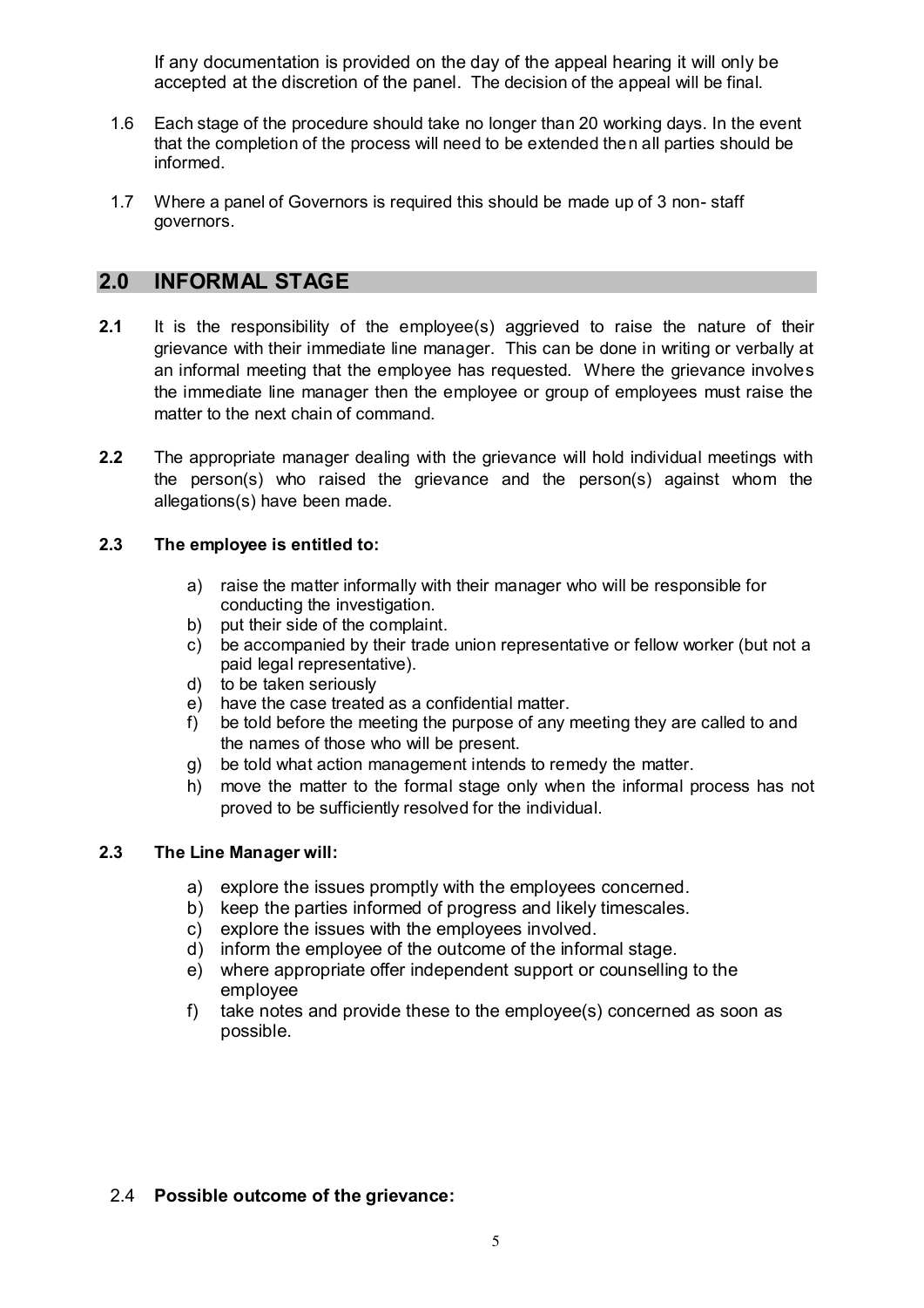If any documentation is provided on the day of the appeal hearing it will only be accepted at the discretion of the panel. The decision of the appeal will be final.

1.6 Each stage of the procedure should take no longer than 20 working days. In the event that the completion of the process will need to be extended then all parties should be informed.

1.7 Where a panel of Governors is required this should be made up of 3 non- staff governors.

## 2.0 INFORMAL STAGE

**2.1** It is the responsibility of the employee(s) aggrieved to raise the nature of their grievance with their immediate line manager. This can be done in writing or verbally at an informal meeting that the employee has requested. Where the grievance involves the immediate line manager then the employee or group of employees must raise the matter to the next chain of command.

**2.2** The appropriate manager dealing with the grievance will hold individual meetings with the person(s) who raised the grievance and the person(s) against whom the allegations(s) have been made.

**2.3 The employee is entitled to:**

a) raise the matter informally with their manager who will be responsible for conducting the investigation.
b) put their side of the complaint.
c) be accompanied by their trade union representative or fellow worker (but not a paid legal representative).
d) to be taken seriously
e) have the case treated as a confidential matter.
f) be told before the meeting the purpose of any meeting they are called to and the names of those who will be present.
g) be told what action management intends to remedy the matter.
h) move the matter to the formal stage only when the informal process has not proved to be sufficiently resolved for the individual.

**2.3 The Line Manager will:**

a) explore the issues promptly with the employees concerned.
b) keep the parties informed of progress and likely timescales.
c) explore the issues with the employees involved.
d) inform the employee of the outcome of the informal stage.
e) where appropriate offer independent support or counselling to the employee
f) take notes and provide these to the employee(s) concerned as soon as possible.

2.4 **Possible outcome of the grievance:**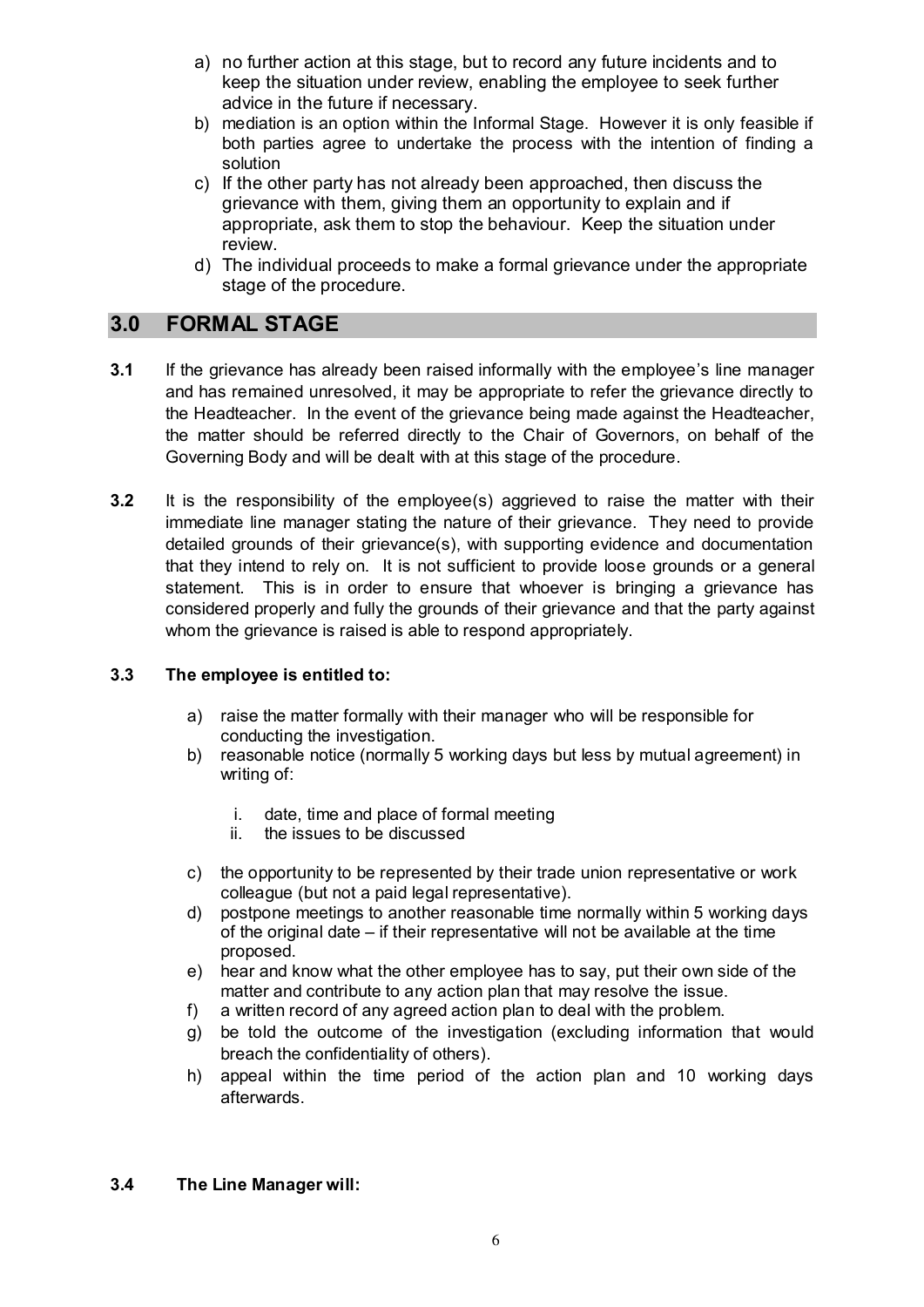a) no further action at this stage, but to record any future incidents and to keep the situation under review, enabling the employee to seek further advice in the future if necessary.
b) mediation is an option within the Informal Stage. However it is only feasible if both parties agree to undertake the process with the intention of finding a solution
c) If the other party has not already been approached, then discuss the grievance with them, giving them an opportunity to explain and if appropriate, ask them to stop the behaviour. Keep the situation under review.
d) The individual proceeds to make a formal grievance under the appropriate stage of the procedure.

## 3.0 FORMAL STAGE

**3.1** If the grievance has already been raised informally with the employee's line manager and has remained unresolved, it may be appropriate to refer the grievance directly to the Headteacher. In the event of the grievance being made against the Headteacher, the matter should be referred directly to the Chair of Governors, on behalf of the Governing Body and will be dealt with at this stage of the procedure.

**3.2** It is the responsibility of the employee(s) aggrieved to raise the matter with their immediate line manager stating the nature of their grievance. They need to provide detailed grounds of their grievance(s), with supporting evidence and documentation that they intend to rely on. It is not sufficient to provide loose grounds or a general statement. This is in order to ensure that whoever is bringing a grievance has considered properly and fully the grounds of their grievance and that the party against whom the grievance is raised is able to respond appropriately.

**3.3 The employee is entitled to:**

a) raise the matter formally with their manager who will be responsible for conducting the investigation.
b) reasonable notice (normally 5 working days but less by mutual agreement) in writing of:

   i. date, time and place of formal meeting
   ii. the issues to be discussed

c) the opportunity to be represented by their trade union representative or work colleague (but not a paid legal representative).
d) postpone meetings to another reasonable time normally within 5 working days of the original date – if their representative will not be available at the time proposed.
e) hear and know what the other employee has to say, put their own side of the matter and contribute to any action plan that may resolve the issue.
f) a written record of any agreed action plan to deal with the problem.
g) be told the outcome of the investigation (excluding information that would breach the confidentiality of others).
h) appeal within the time period of the action plan and 10 working days afterwards.

**3.4 The Line Manager will:**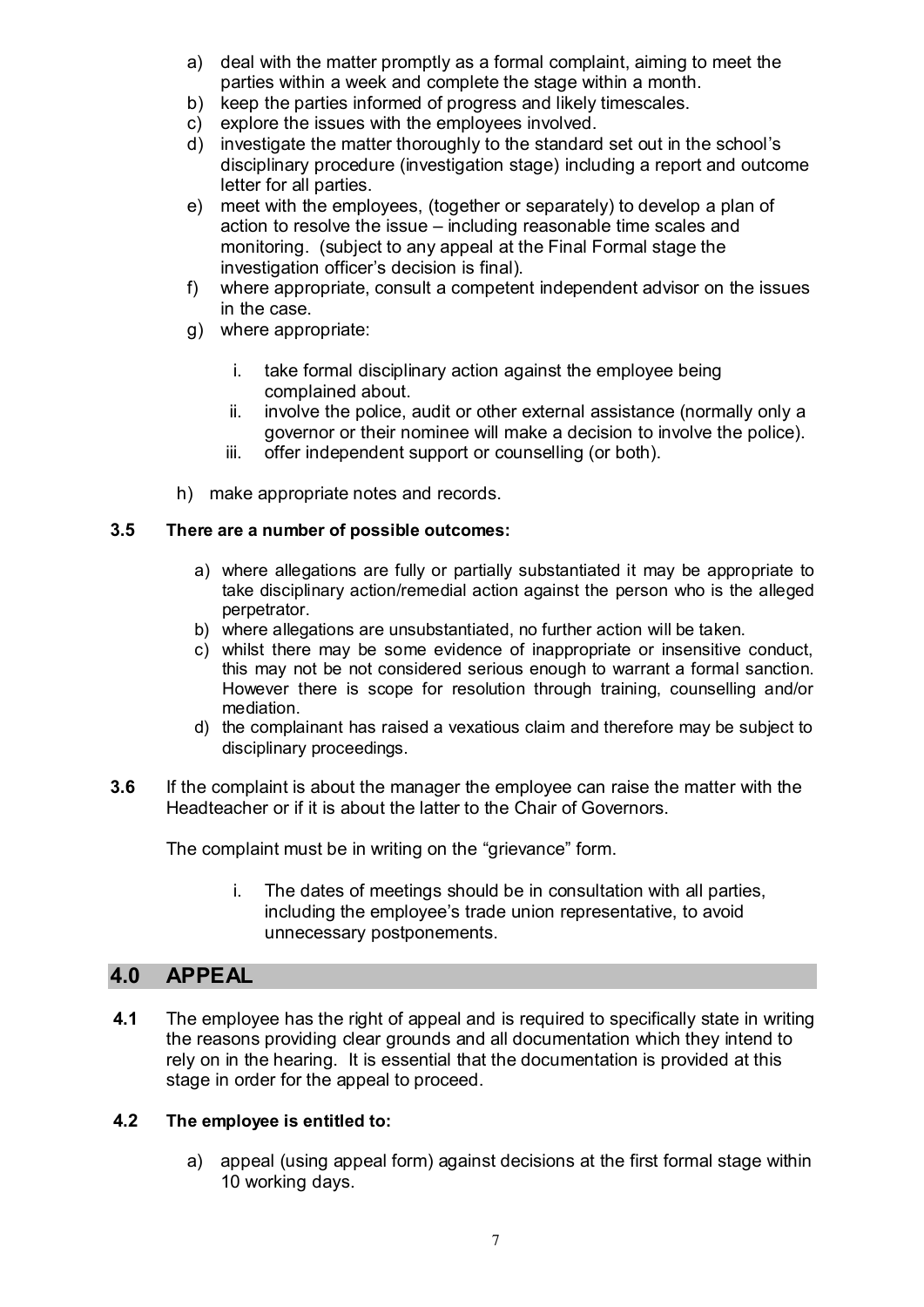a) deal with the matter promptly as a formal complaint, aiming to meet the parties within a week and complete the stage within a month.
b) keep the parties informed of progress and likely timescales.
c) explore the issues with the employees involved.
d) investigate the matter thoroughly to the standard set out in the school's disciplinary procedure (investigation stage) including a report and outcome letter for all parties.
e) meet with the employees, (together or separately) to develop a plan of action to resolve the issue – including reasonable time scales and monitoring. (subject to any appeal at the Final Formal stage the investigation officer's decision is final).
f) where appropriate, consult a competent independent advisor on the issues in the case.
g) where appropriate:

   i. take formal disciplinary action against the employee being complained about.
   ii. involve the police, audit or other external assistance (normally only a governor or their nominee will make a decision to involve the police).
   iii. offer independent support or counselling (or both).

h) make appropriate notes and records.

**3.5 There are a number of possible outcomes:**

a) where allegations are fully or partially substantiated it may be appropriate to take disciplinary action/remedial action against the person who is the alleged perpetrator.
b) where allegations are unsubstantiated, no further action will be taken.
c) whilst there may be some evidence of inappropriate or insensitive conduct, this may not be not considered serious enough to warrant a formal sanction. However there is scope for resolution through training, counselling and/or mediation.
d) the complainant has raised a vexatious claim and therefore may be subject to disciplinary proceedings.

**3.6** If the complaint is about the manager the employee can raise the matter with the Headteacher or if it is about the latter to the Chair of Governors.

The complaint must be in writing on the "grievance" form.

i. The dates of meetings should be in consultation with all parties, including the employee's trade union representative, to avoid unnecessary postponements.

## 4.0 APPEAL

**4.1** The employee has the right of appeal and is required to specifically state in writing the reasons providing clear grounds and all documentation which they intend to rely on in the hearing. It is essential that the documentation is provided at this stage in order for the appeal to proceed.

**4.2 The employee is entitled to:**

a) appeal (using appeal form) against decisions at the first formal stage within 10 working days.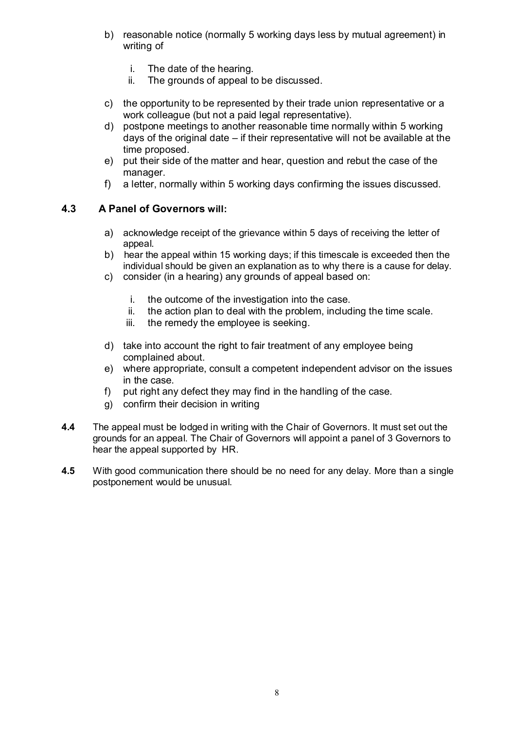b) reasonable notice (normally 5 working days less by mutual agreement) in writing of

   i. The date of the hearing.
   ii. The grounds of appeal to be discussed.

c) the opportunity to be represented by their trade union representative or a work colleague (but not a paid legal representative).
d) postpone meetings to another reasonable time normally within 5 working days of the original date – if their representative will not be available at the time proposed.
e) put their side of the matter and hear, question and rebut the case of the manager.
f) a letter, normally within 5 working days confirming the issues discussed.

### 4.3 A Panel of Governors will:

a) acknowledge receipt of the grievance within 5 days of receiving the letter of appeal.
b) hear the appeal within 15 working days; if this timescale is exceeded then the individual should be given an explanation as to why there is a cause for delay.
c) consider (in a hearing) any grounds of appeal based on:

   i. the outcome of the investigation into the case.
   ii. the action plan to deal with the problem, including the time scale.
   iii. the remedy the employee is seeking.

d) take into account the right to fair treatment of any employee being complained about.
e) where appropriate, consult a competent independent advisor on the issues in the case.
f) put right any defect they may find in the handling of the case.
g) confirm their decision in writing

**4.4** The appeal must be lodged in writing with the Chair of Governors. It must set out the grounds for an appeal. The Chair of Governors will appoint a panel of 3 Governors to hear the appeal supported by HR.

**4.5** With good communication there should be no need for any delay. More than a single postponement would be unusual.